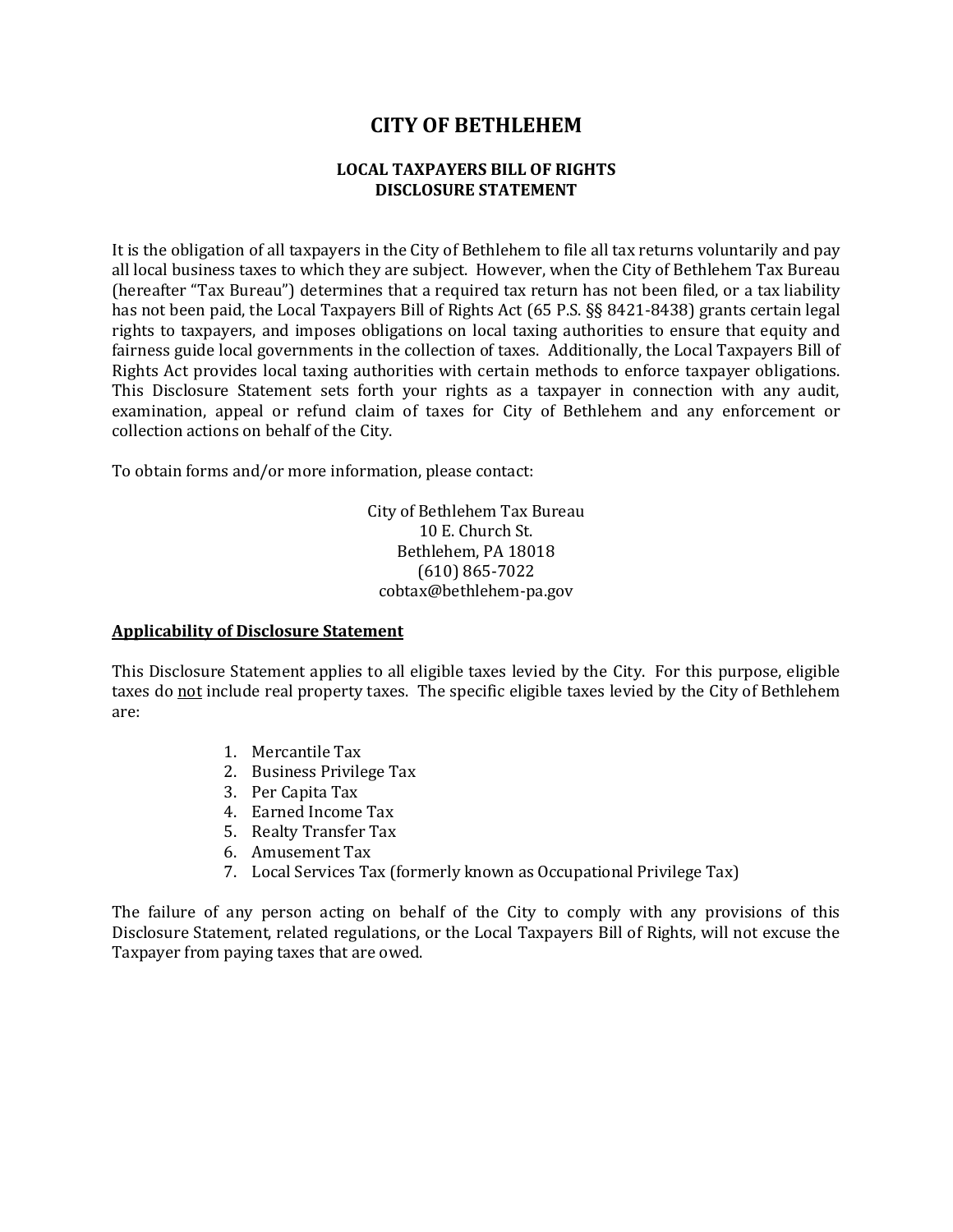# CITY OF BETHLEHEM

## LOCAL TAXPAYERS BILL OF RIGHTS DISCLOSURE STATEMENT

It is the obligation of all taxpayers in the City of Bethlehem to file all tax returns voluntarily and pay all local business taxes to which they are subject. However, when the City of Bethlehem Tax Bureau (hereafter "Tax Bureau") determines that a required tax return has not been filed, or a tax liability has not been paid, the Local Taxpayers Bill of Rights Act (65 P.S. §§ 8421-8438) grants certain legal rights to taxpayers, and imposes obligations on local taxing authorities to ensure that equity and fairness guide local governments in the collection of taxes. Additionally, the Local Taxpayers Bill of Rights Act provides local taxing authorities with certain methods to enforce taxpayer obligations. This Disclosure Statement sets forth your rights as a taxpayer in connection with any audit, examination, appeal or refund claim of taxes for City of Bethlehem and any enforcement or collection actions on behalf of the City.

To obtain forms and/or more information, please contact:

City of Bethlehem Tax Bureau
10 E. Church St.
Bethlehem, PA 18018
(610) 865-7022
cobtax@bethlehem-pa.gov

**Applicability of Disclosure Statement**

This Disclosure Statement applies to all eligible taxes levied by the City. For this purpose, eligible taxes do not include real property taxes. The specific eligible taxes levied by the City of Bethlehem are:

1. Mercantile Tax
2. Business Privilege Tax
3. Per Capita Tax
4. Earned Income Tax
5. Realty Transfer Tax
6. Amusement Tax
7. Local Services Tax (formerly known as Occupational Privilege Tax)

The failure of any person acting on behalf of the City to comply with any provisions of this Disclosure Statement, related regulations, or the Local Taxpayers Bill of Rights, will not excuse the Taxpayer from paying taxes that are owed.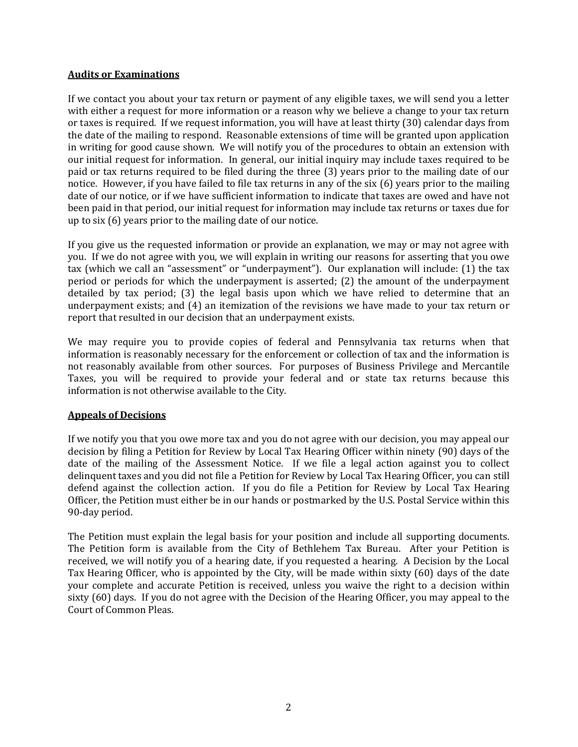## Audits or Examinations

If we contact you about your tax return or payment of any eligible taxes, we will send you a letter with either a request for more information or a reason why we believe a change to your tax return or taxes is required. If we request information, you will have at least thirty (30) calendar days from the date of the mailing to respond. Reasonable extensions of time will be granted upon application in writing for good cause shown. We will notify you of the procedures to obtain an extension with our initial request for information. In general, our initial inquiry may include taxes required to be paid or tax returns required to be filed during the three (3) years prior to the mailing date of our notice. However, if you have failed to file tax returns in any of the six (6) years prior to the mailing date of our notice, or if we have sufficient information to indicate that taxes are owed and have not been paid in that period, our initial request for information may include tax returns or taxes due for up to six (6) years prior to the mailing date of our notice.

If you give us the requested information or provide an explanation, we may or may not agree with you. If we do not agree with you, we will explain in writing our reasons for asserting that you owe tax (which we call an "assessment" or "underpayment"). Our explanation will include: (1) the tax period or periods for which the underpayment is asserted; (2) the amount of the underpayment detailed by tax period; (3) the legal basis upon which we have relied to determine that an underpayment exists; and (4) an itemization of the revisions we have made to your tax return or report that resulted in our decision that an underpayment exists.

We may require you to provide copies of federal and Pennsylvania tax returns when that information is reasonably necessary for the enforcement or collection of tax and the information is not reasonably available from other sources. For purposes of Business Privilege and Mercantile Taxes, you will be required to provide your federal and or state tax returns because this information is not otherwise available to the City.

## Appeals of Decisions

If we notify you that you owe more tax and you do not agree with our decision, you may appeal our decision by filing a Petition for Review by Local Tax Hearing Officer within ninety (90) days of the date of the mailing of the Assessment Notice. If we file a legal action against you to collect delinquent taxes and you did not file a Petition for Review by Local Tax Hearing Officer, you can still defend against the collection action. If you do file a Petition for Review by Local Tax Hearing Officer, the Petition must either be in our hands or postmarked by the U.S. Postal Service within this 90-day period.

The Petition must explain the legal basis for your position and include all supporting documents. The Petition form is available from the City of Bethlehem Tax Bureau. After your Petition is received, we will notify you of a hearing date, if you requested a hearing. A Decision by the Local Tax Hearing Officer, who is appointed by the City, will be made within sixty (60) days of the date your complete and accurate Petition is received, unless you waive the right to a decision within sixty (60) days. If you do not agree with the Decision of the Hearing Officer, you may appeal to the Court of Common Pleas.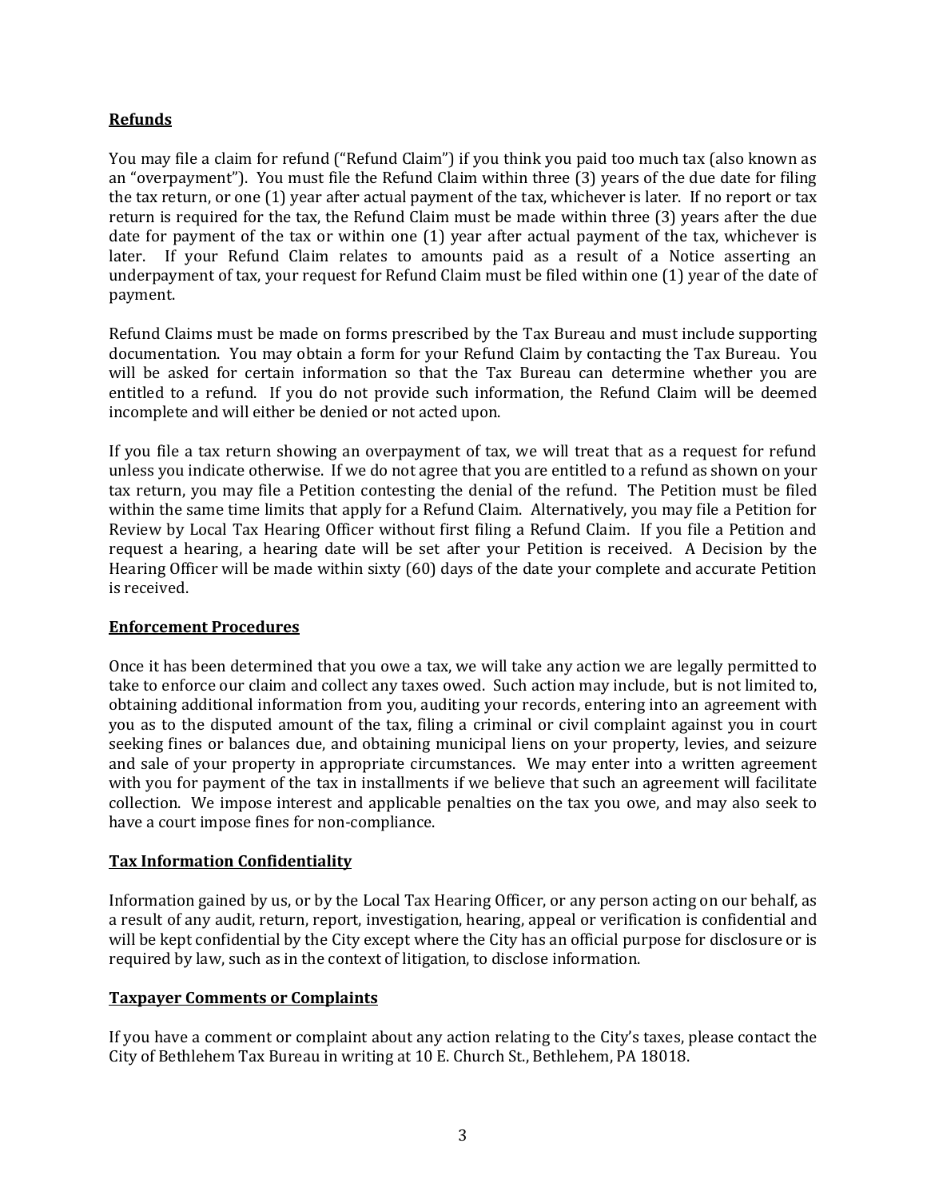## Refunds

You may file a claim for refund ("Refund Claim") if you think you paid too much tax (also known as an "overpayment"). You must file the Refund Claim within three (3) years of the due date for filing the tax return, or one (1) year after actual payment of the tax, whichever is later. If no report or tax return is required for the tax, the Refund Claim must be made within three (3) years after the due date for payment of the tax or within one (1) year after actual payment of the tax, whichever is later. If your Refund Claim relates to amounts paid as a result of a Notice asserting an underpayment of tax, your request for Refund Claim must be filed within one (1) year of the date of payment.

Refund Claims must be made on forms prescribed by the Tax Bureau and must include supporting documentation. You may obtain a form for your Refund Claim by contacting the Tax Bureau. You will be asked for certain information so that the Tax Bureau can determine whether you are entitled to a refund. If you do not provide such information, the Refund Claim will be deemed incomplete and will either be denied or not acted upon.

If you file a tax return showing an overpayment of tax, we will treat that as a request for refund unless you indicate otherwise. If we do not agree that you are entitled to a refund as shown on your tax return, you may file a Petition contesting the denial of the refund. The Petition must be filed within the same time limits that apply for a Refund Claim. Alternatively, you may file a Petition for Review by Local Tax Hearing Officer without first filing a Refund Claim. If you file a Petition and request a hearing, a hearing date will be set after your Petition is received. A Decision by the Hearing Officer will be made within sixty (60) days of the date your complete and accurate Petition is received.

## Enforcement Procedures

Once it has been determined that you owe a tax, we will take any action we are legally permitted to take to enforce our claim and collect any taxes owed. Such action may include, but is not limited to, obtaining additional information from you, auditing your records, entering into an agreement with you as to the disputed amount of the tax, filing a criminal or civil complaint against you in court seeking fines or balances due, and obtaining municipal liens on your property, levies, and seizure and sale of your property in appropriate circumstances. We may enter into a written agreement with you for payment of the tax in installments if we believe that such an agreement will facilitate collection. We impose interest and applicable penalties on the tax you owe, and may also seek to have a court impose fines for non-compliance.

## Tax Information Confidentiality

Information gained by us, or by the Local Tax Hearing Officer, or any person acting on our behalf, as a result of any audit, return, report, investigation, hearing, appeal or verification is confidential and will be kept confidential by the City except where the City has an official purpose for disclosure or is required by law, such as in the context of litigation, to disclose information.

## Taxpayer Comments or Complaints

If you have a comment or complaint about any action relating to the City's taxes, please contact the City of Bethlehem Tax Bureau in writing at 10 E. Church St., Bethlehem, PA 18018.